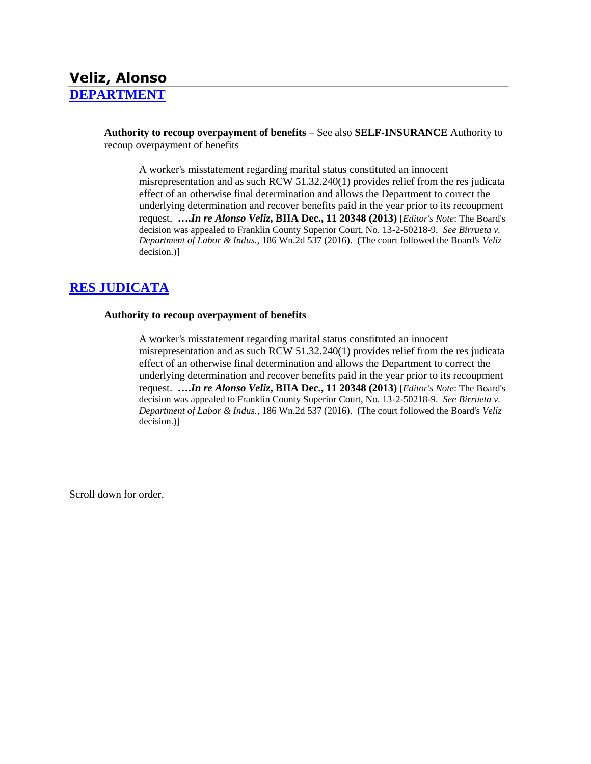# Veliz, Alonso

## [DEPARTMENT]

**Authority to recoup overpayment of benefits** – See also **SELF-INSURANCE** Authority to recoup overpayment of benefits

> A worker's misstatement regarding marital status constituted an innocent misrepresentation and as such RCW 51.32.240(1) provides relief from the res judicata effect of an otherwise final determination and allows the Department to correct the underlying determination and recover benefits paid in the year prior to its recoupment request. ***….In re Alonso Veliz*, BIIA Dec., 11 20348 (2013)** [*Editor's Note*: The Board's decision was appealed to Franklin County Superior Court, No. 13-2-50218-9. *See Birrueta v. Department of Labor & Indus.*, 186 Wn.2d 537 (2016). (The court followed the Board's *Veliz* decision.)]

## [RES JUDICATA]

**Authority to recoup overpayment of benefits**

> A worker's misstatement regarding marital status constituted an innocent misrepresentation and as such RCW 51.32.240(1) provides relief from the res judicata effect of an otherwise final determination and allows the Department to correct the underlying determination and recover benefits paid in the year prior to its recoupment request. ***….In re Alonso Veliz*, BIIA Dec., 11 20348 (2013)** [*Editor's Note*: The Board's decision was appealed to Franklin County Superior Court, No. 13-2-50218-9. *See Birrueta v. Department of Labor & Indus.*, 186 Wn.2d 537 (2016). (The court followed the Board's *Veliz* decision.)]

Scroll down for order.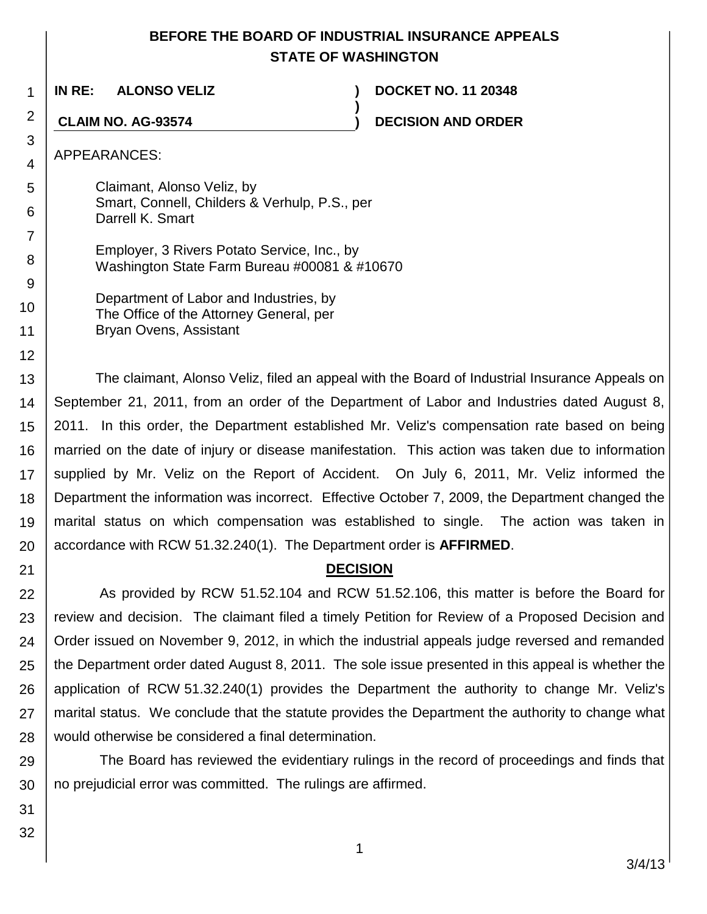**BEFORE THE BOARD OF INDUSTRIAL INSURANCE APPEALS**
**STATE OF WASHINGTON**

| | | |
|---|---|---|
| **IN RE: ALONSO VELIZ** | **)** | **DOCKET NO. 11 20348** |
| | **)** | |
| **CLAIM NO. AG-93574** | **)** | **DECISION AND ORDER** |

APPEARANCES:

Claimant, Alonso Veliz, by
Smart, Connell, Childers & Verhulp, P.S., per
Darrell K. Smart

Employer, 3 Rivers Potato Service, Inc., by
Washington State Farm Bureau #00081 & #10670

Department of Labor and Industries, by
The Office of the Attorney General, per
Bryan Ovens, Assistant

The claimant, Alonso Veliz, filed an appeal with the Board of Industrial Insurance Appeals on September 21, 2011, from an order of the Department of Labor and Industries dated August 8, 2011. In this order, the Department established Mr. Veliz's compensation rate based on being married on the date of injury or disease manifestation. This action was taken due to information supplied by Mr. Veliz on the Report of Accident. On July 6, 2011, Mr. Veliz informed the Department the information was incorrect. Effective October 7, 2009, the Department changed the marital status on which compensation was established to single. The action was taken in accordance with RCW 51.32.240(1). The Department order is **AFFIRMED**.

## DECISION

As provided by RCW 51.52.104 and RCW 51.52.106, this matter is before the Board for review and decision. The claimant filed a timely Petition for Review of a Proposed Decision and Order issued on November 9, 2012, in which the industrial appeals judge reversed and remanded the Department order dated August 8, 2011. The sole issue presented in this appeal is whether the application of RCW 51.32.240(1) provides the Department the authority to change Mr. Veliz's marital status. We conclude that the statute provides the Department the authority to change what would otherwise be considered a final determination.

The Board has reviewed the evidentiary rulings in the record of proceedings and finds that no prejudicial error was committed. The rulings are affirmed.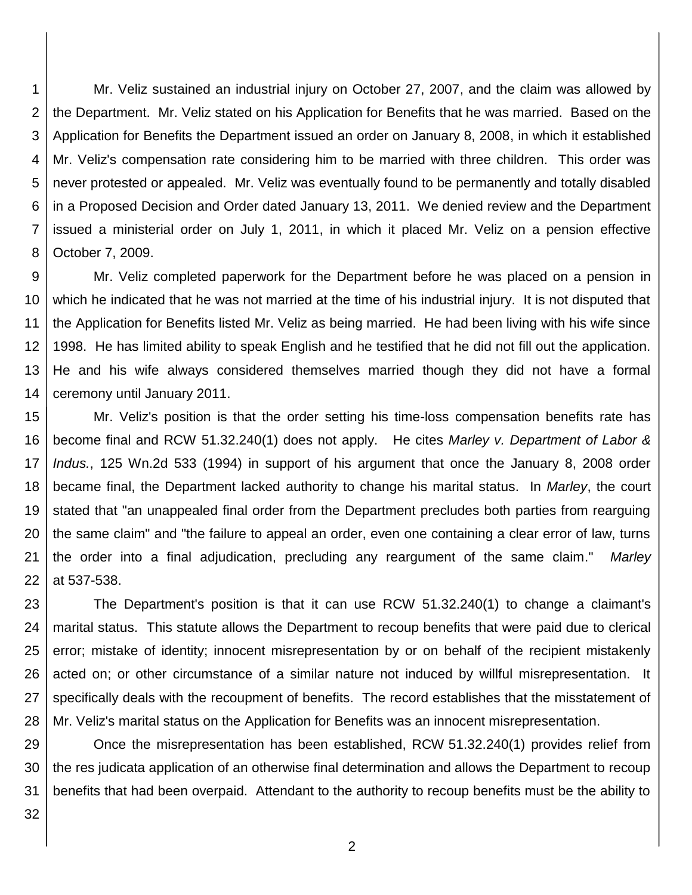Mr. Veliz sustained an industrial injury on October 27, 2007, and the claim was allowed by the Department. Mr. Veliz stated on his Application for Benefits that he was married. Based on the Application for Benefits the Department issued an order on January 8, 2008, in which it established Mr. Veliz's compensation rate considering him to be married with three children. This order was never protested or appealed. Mr. Veliz was eventually found to be permanently and totally disabled in a Proposed Decision and Order dated January 13, 2011. We denied review and the Department issued a ministerial order on July 1, 2011, in which it placed Mr. Veliz on a pension effective October 7, 2009.

Mr. Veliz completed paperwork for the Department before he was placed on a pension in which he indicated that he was not married at the time of his industrial injury. It is not disputed that the Application for Benefits listed Mr. Veliz as being married. He had been living with his wife since 1998. He has limited ability to speak English and he testified that he did not fill out the application. He and his wife always considered themselves married though they did not have a formal ceremony until January 2011.

Mr. Veliz's position is that the order setting his time-loss compensation benefits rate has become final and RCW 51.32.240(1) does not apply. He cites *Marley v. Department of Labor & Indus.*, 125 Wn.2d 533 (1994) in support of his argument that once the January 8, 2008 order became final, the Department lacked authority to change his marital status. In *Marley*, the court stated that "an unappealed final order from the Department precludes both parties from rearguing the same claim" and "the failure to appeal an order, even one containing a clear error of law, turns the order into a final adjudication, precluding any reargument of the same claim." *Marley* at 537-538.

The Department's position is that it can use RCW 51.32.240(1) to change a claimant's marital status. This statute allows the Department to recoup benefits that were paid due to clerical error; mistake of identity; innocent misrepresentation by or on behalf of the recipient mistakenly acted on; or other circumstance of a similar nature not induced by willful misrepresentation. It specifically deals with the recoupment of benefits. The record establishes that the misstatement of Mr. Veliz's marital status on the Application for Benefits was an innocent misrepresentation.

Once the misrepresentation has been established, RCW 51.32.240(1) provides relief from the res judicata application of an otherwise final determination and allows the Department to recoup benefits that had been overpaid. Attendant to the authority to recoup benefits must be the ability to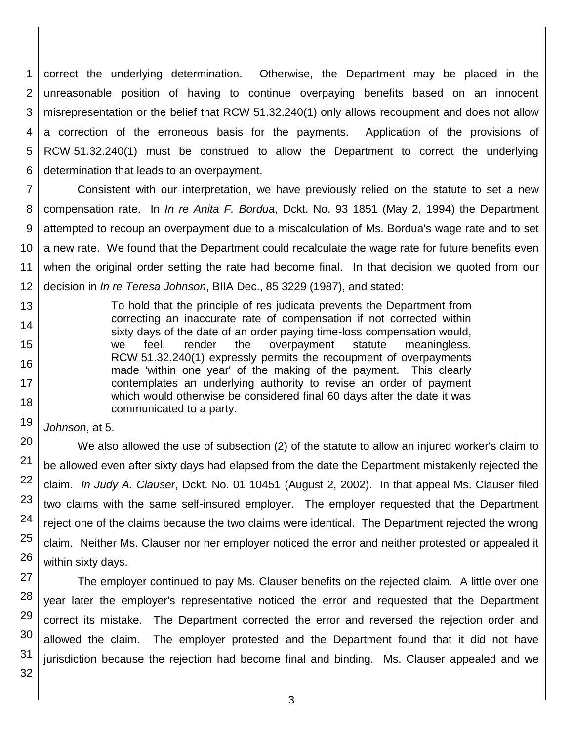correct the underlying determination. Otherwise, the Department may be placed in the unreasonable position of having to continue overpaying benefits based on an innocent misrepresentation or the belief that RCW 51.32.240(1) only allows recoupment and does not allow a correction of the erroneous basis for the payments. Application of the provisions of RCW 51.32.240(1) must be construed to allow the Department to correct the underlying determination that leads to an overpayment.

Consistent with our interpretation, we have previously relied on the statute to set a new compensation rate. In *In re Anita F. Bordua*, Dckt. No. 93 1851 (May 2, 1994) the Department attempted to recoup an overpayment due to a miscalculation of Ms. Bordua's wage rate and to set a new rate. We found that the Department could recalculate the wage rate for future benefits even when the original order setting the rate had become final. In that decision we quoted from our decision in *In re Teresa Johnson*, BIIA Dec., 85 3229 (1987), and stated:

> To hold that the principle of res judicata prevents the Department from correcting an inaccurate rate of compensation if not corrected within sixty days of the date of an order paying time-loss compensation would, we feel, render the overpayment statute meaningless. RCW 51.32.240(1) expressly permits the recoupment of overpayments made 'within one year' of the making of the payment. This clearly contemplates an underlying authority to revise an order of payment which would otherwise be considered final 60 days after the date it was communicated to a party.

*Johnson*, at 5.

We also allowed the use of subsection (2) of the statute to allow an injured worker's claim to be allowed even after sixty days had elapsed from the date the Department mistakenly rejected the claim. *In Judy A. Clauser*, Dckt. No. 01 10451 (August 2, 2002). In that appeal Ms. Clauser filed two claims with the same self-insured employer. The employer requested that the Department reject one of the claims because the two claims were identical. The Department rejected the wrong claim. Neither Ms. Clauser nor her employer noticed the error and neither protested or appealed it within sixty days.

The employer continued to pay Ms. Clauser benefits on the rejected claim. A little over one year later the employer's representative noticed the error and requested that the Department correct its mistake. The Department corrected the error and reversed the rejection order and allowed the claim. The employer protested and the Department found that it did not have jurisdiction because the rejection had become final and binding. Ms. Clauser appealed and we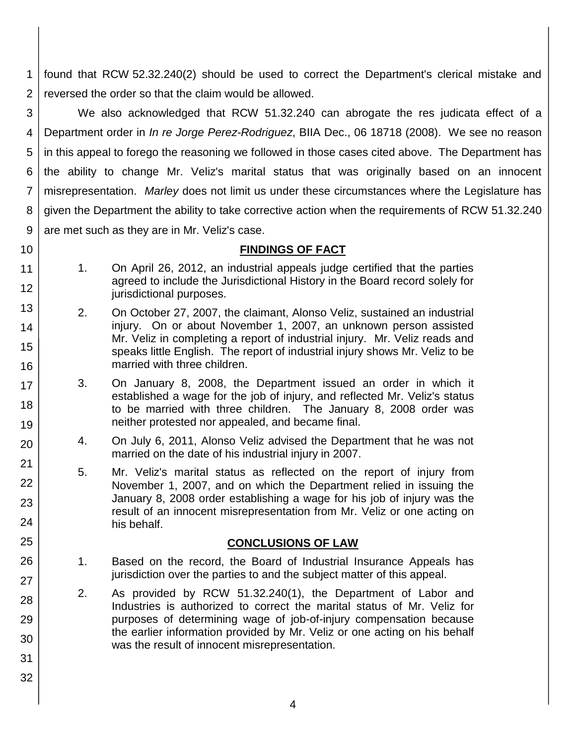found that RCW 52.32.240(2) should be used to correct the Department's clerical mistake and reversed the order so that the claim would be allowed.

We also acknowledged that RCW 51.32.240 can abrogate the res judicata effect of a Department order in *In re Jorge Perez-Rodriguez*, BIIA Dec., 06 18718 (2008). We see no reason in this appeal to forego the reasoning we followed in those cases cited above. The Department has the ability to change Mr. Veliz's marital status that was originally based on an innocent misrepresentation. *Marley* does not limit us under these circumstances where the Legislature has given the Department the ability to take corrective action when the requirements of RCW 51.32.240 are met such as they are in Mr. Veliz's case.

## FINDINGS OF FACT

1. On April 26, 2012, an industrial appeals judge certified that the parties agreed to include the Jurisdictional History in the Board record solely for jurisdictional purposes.

2. On October 27, 2007, the claimant, Alonso Veliz, sustained an industrial injury. On or about November 1, 2007, an unknown person assisted Mr. Veliz in completing a report of industrial injury. Mr. Veliz reads and speaks little English. The report of industrial injury shows Mr. Veliz to be married with three children.

3. On January 8, 2008, the Department issued an order in which it established a wage for the job of injury, and reflected Mr. Veliz's status to be married with three children. The January 8, 2008 order was neither protested nor appealed, and became final.

4. On July 6, 2011, Alonso Veliz advised the Department that he was not married on the date of his industrial injury in 2007.

5. Mr. Veliz's marital status as reflected on the report of injury from November 1, 2007, and on which the Department relied in issuing the January 8, 2008 order establishing a wage for his job of injury was the result of an innocent misrepresentation from Mr. Veliz or one acting on his behalf.

## CONCLUSIONS OF LAW

1. Based on the record, the Board of Industrial Insurance Appeals has jurisdiction over the parties to and the subject matter of this appeal.

2. As provided by RCW 51.32.240(1), the Department of Labor and Industries is authorized to correct the marital status of Mr. Veliz for purposes of determining wage of job-of-injury compensation because the earlier information provided by Mr. Veliz or one acting on his behalf was the result of innocent misrepresentation.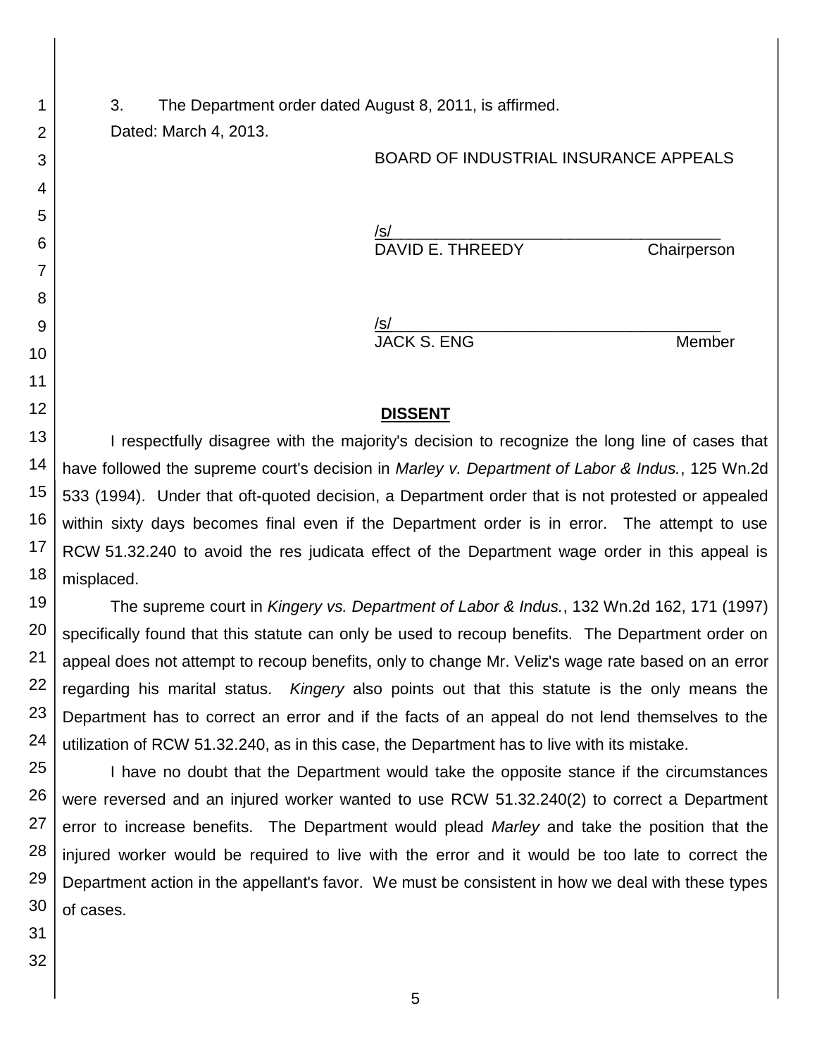3. The Department order dated August 8, 2011, is affirmed.

Dated: March 4, 2013.

BOARD OF INDUSTRIAL INSURANCE APPEALS

/s/
DAVID E. THREEDY Chairperson

/s/
JACK S. ENG Member

## DISSENT

I respectfully disagree with the majority's decision to recognize the long line of cases that have followed the supreme court's decision in *Marley v. Department of Labor & Indus.*, 125 Wn.2d 533 (1994). Under that oft-quoted decision, a Department order that is not protested or appealed within sixty days becomes final even if the Department order is in error. The attempt to use RCW 51.32.240 to avoid the res judicata effect of the Department wage order in this appeal is misplaced.

The supreme court in *Kingery vs. Department of Labor & Indus.*, 132 Wn.2d 162, 171 (1997) specifically found that this statute can only be used to recoup benefits. The Department order on appeal does not attempt to recoup benefits, only to change Mr. Veliz's wage rate based on an error regarding his marital status. *Kingery* also points out that this statute is the only means the Department has to correct an error and if the facts of an appeal do not lend themselves to the utilization of RCW 51.32.240, as in this case, the Department has to live with its mistake.

I have no doubt that the Department would take the opposite stance if the circumstances were reversed and an injured worker wanted to use RCW 51.32.240(2) to correct a Department error to increase benefits. The Department would plead *Marley* and take the position that the injured worker would be required to live with the error and it would be too late to correct the Department action in the appellant's favor. We must be consistent in how we deal with these types of cases.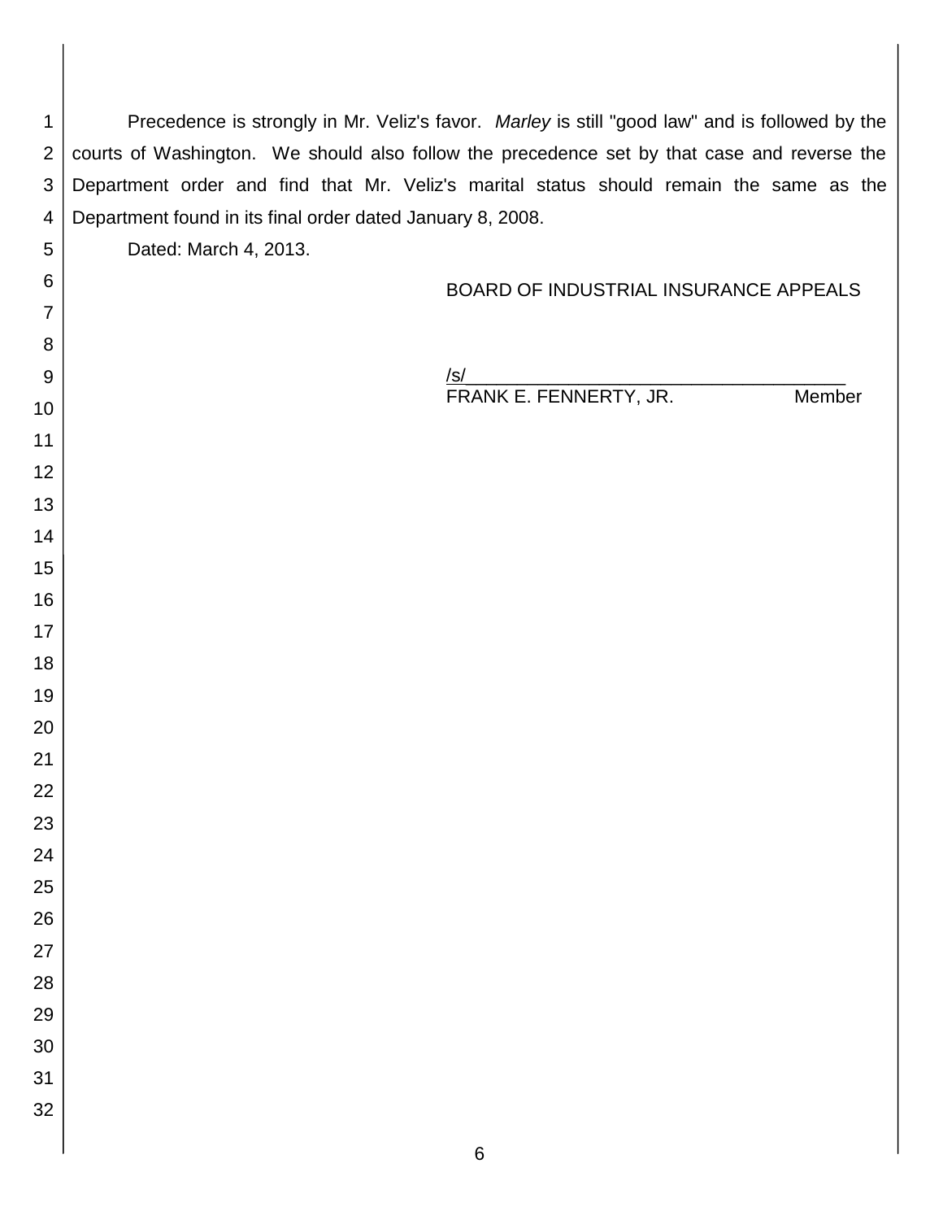Precedence is strongly in Mr. Veliz's favor. *Marley* is still "good law" and is followed by the courts of Washington. We should also follow the precedence set by that case and reverse the Department order and find that Mr. Veliz's marital status should remain the same as the Department found in its final order dated January 8, 2008.

Dated: March 4, 2013.

BOARD OF INDUSTRIAL INSURANCE APPEALS

/s/_____________________________________
FRANK E. FENNERTY, JR. Member